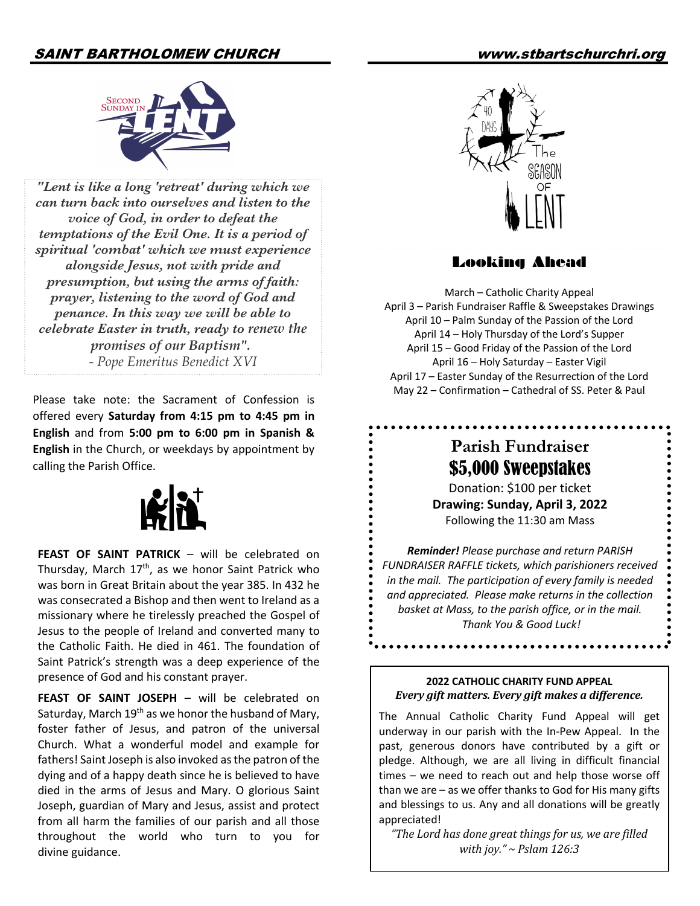*"Lent is like a long 'retreat' during which we can turn back into ourselves and listen to the voice of God, in order to defeat the temptations of the Evil One. It is a period of spiritual 'combat' which we must experience alongside Jesus, not with pride and presumption, but using the arms of faith: prayer, listening to the word of God and penance. In this way we will be able to celebrate Easter in truth, ready to renew the promises of our Baptism".*
*- Pope Emeritus Benedict XVI*

Please take note: the Sacrament of Confession is offered every **Saturday from 4:15 pm to 4:45 pm in English** and from **5:00 pm to 6:00 pm in Spanish & English** in the Church, or weekdays by appointment by calling the Parish Office.

**FEAST OF SAINT PATRICK** – will be celebrated on Thursday, March 17th, as we honor Saint Patrick who was born in Great Britain about the year 385. In 432 he was consecrated a Bishop and then went to Ireland as a missionary where he tirelessly preached the Gospel of Jesus to the people of Ireland and converted many to the Catholic Faith. He died in 461. The foundation of Saint Patrick's strength was a deep experience of the presence of God and his constant prayer.

**FEAST OF SAINT JOSEPH** – will be celebrated on Saturday, March 19th as we honor the husband of Mary, foster father of Jesus, and patron of the universal Church. What a wonderful model and example for fathers! Saint Joseph is also invoked as the patron of the dying and of a happy death since he is believed to have died in the arms of Jesus and Mary. O glorious Saint Joseph, guardian of Mary and Jesus, assist and protect from all harm the families of our parish and all those throughout the world who turn to you for divine guidance.

## Looking Ahead

March – Catholic Charity Appeal
April 3 – Parish Fundraiser Raffle & Sweepstakes Drawings
April 10 – Palm Sunday of the Passion of the Lord
April 14 – Holy Thursday of the Lord's Supper
April 15 – Good Friday of the Passion of the Lord
April 16 – Holy Saturday – Easter Vigil
April 17 – Easter Sunday of the Resurrection of the Lord
May 22 – Confirmation – Cathedral of SS. Peter & Paul

## Parish Fundraiser
## $5,000 Sweepstakes

Donation: $100 per ticket
**Drawing: Sunday, April 3, 2022**
Following the 11:30 am Mass

***Reminder!*** *Please purchase and return PARISH FUNDRAISER RAFFLE tickets, which parishioners received in the mail. The participation of every family is needed and appreciated. Please make returns in the collection basket at Mass, to the parish office, or in the mail. Thank You & Good Luck!*

**2022 CATHOLIC CHARITY FUND APPEAL**
***Every gift matters. Every gift makes a difference.***

The Annual Catholic Charity Fund Appeal will get underway in our parish with the In-Pew Appeal. In the past, generous donors have contributed by a gift or pledge. Although, we are all living in difficult financial times – we need to reach out and help those worse off than we are – as we offer thanks to God for His many gifts and blessings to us. Any and all donations will be greatly appreciated!

*"The Lord has done great things for us, we are filled with joy." ~ Pslam 126:3*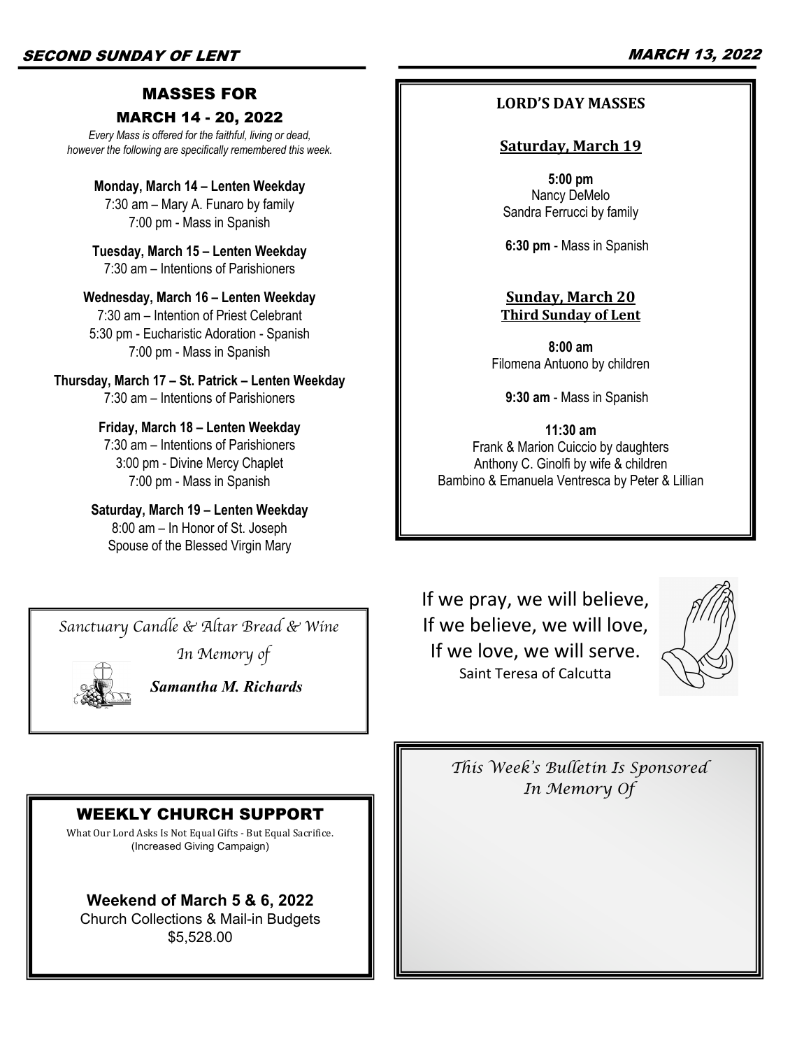## MASSES FOR MARCH 14 - 20, 2022

*Every Mass is offered for the faithful, living or dead, however the following are specifically remembered this week.*

**Monday, March 14 – Lenten Weekday**
7:30 am – Mary A. Funaro by family
7:00 pm - Mass in Spanish

**Tuesday, March 15 – Lenten Weekday**
7:30 am – Intentions of Parishioners

**Wednesday, March 16 – Lenten Weekday**
7:30 am – Intention of Priest Celebrant
5:30 pm - Eucharistic Adoration - Spanish
7:00 pm - Mass in Spanish

**Thursday, March 17 – St. Patrick – Lenten Weekday**
7:30 am – Intentions of Parishioners

**Friday, March 18 – Lenten Weekday**
7:30 am – Intentions of Parishioners
3:00 pm - Divine Mercy Chaplet
7:00 pm - Mass in Spanish

**Saturday, March 19 – Lenten Weekday**
8:00 am – In Honor of St. Joseph
Spouse of the Blessed Virgin Mary

## LORD'S DAY MASSES

**Saturday, March 19**

**5:00 pm**
Nancy DeMelo
Sandra Ferrucci by family

**6:30 pm** - Mass in Spanish

**Sunday, March 20**
**Third Sunday of Lent**

**8:00 am**
Filomena Antuono by children

**9:30 am** - Mass in Spanish

**11:30 am**
Frank & Marion Cuiccio by daughters
Anthony C. Ginolfi by wife & children
Bambino & Emanuela Ventresca by Peter & Lillian

*Sanctuary Candle & Altar Bread & Wine*
*In Memory of*
***Samantha M. Richards***

If we pray, we will believe,
If we believe, we will love,
If we love, we will serve.
Saint Teresa of Calcutta

## WEEKLY CHURCH SUPPORT

What Our Lord Asks Is Not Equal Gifts - But Equal Sacrifice.
(Increased Giving Campaign)

**Weekend of March 5 & 6, 2022**
Church Collections & Mail-in Budgets
$5,528.00

*This Week's Bulletin Is Sponsored*
*In Memory Of*